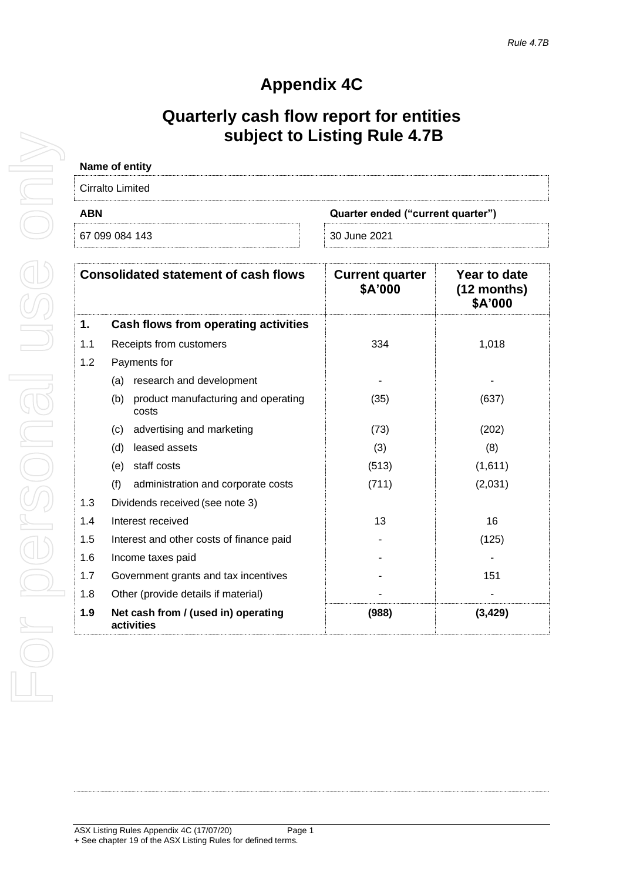*Rule 4.7B*

# Appendix 4C

## Quarterly cash flow report for entities subject to Listing Rule 4.7B

**Name of entity**

Cirralto Limited

| ABN | Quarter ended ("current quarter") |
|---|---|
| 67 099 084 143 | 30 June 2021 |

| Consolidated statement of cash flows | | Current quarter \$A'000 | Year to date (12 months) \$A'000 |
|---|---|---|---|
| **1.** | **Cash flows from operating activities** | | |
| 1.1 | Receipts from customers | 334 | 1,018 |
| 1.2 | Payments for | | |
| | (a) research and development | - | - |
| | (b) product manufacturing and operating costs | (35) | (637) |
| | (c) advertising and marketing | (73) | (202) |
| | (d) leased assets | (3) | (8) |
| | (e) staff costs | (513) | (1,611) |
| | (f) administration and corporate costs | (711) | (2,031) |
| 1.3 | Dividends received (see note 3) | | |
| 1.4 | Interest received | 13 | 16 |
| 1.5 | Interest and other costs of finance paid | - | (125) |
| 1.6 | Income taxes paid | - | - |
| 1.7 | Government grants and tax incentives | - | 151 |
| 1.8 | Other (provide details if material) | - | - |
| **1.9** | **Net cash from / (used in) operating activities** | **(988)** | **(3,429)** |

ASX Listing Rules Appendix 4C (17/07/20)

+ See chapter 19 of the ASX Listing Rules for defined terms.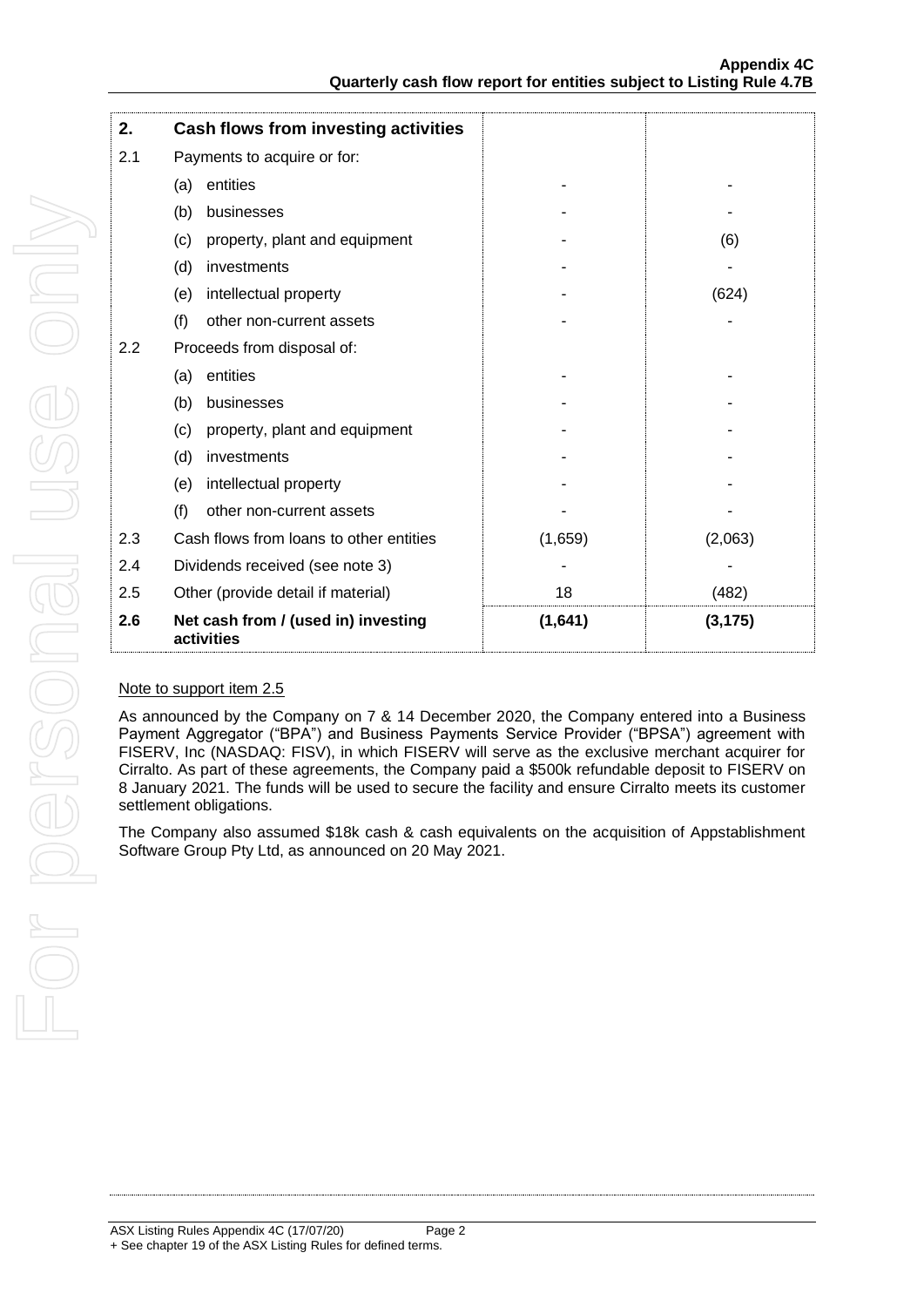| 2. | Cash flows from investing activities | | |
|---|---|---|---|
| 2.1 | Payments to acquire or for: | | |
| | (a) entities | - | - |
| | (b) businesses | - | - |
| | (c) property, plant and equipment | - | (6) |
| | (d) investments | - | - |
| | (e) intellectual property | - | (624) |
| | (f) other non-current assets | - | - |
| 2.2 | Proceeds from disposal of: | | |
| | (a) entities | - | - |
| | (b) businesses | - | - |
| | (c) property, plant and equipment | - | - |
| | (d) investments | - | - |
| | (e) intellectual property | - | - |
| | (f) other non-current assets | - | - |
| 2.3 | Cash flows from loans to other entities | (1,659) | (2,063) |
| 2.4 | Dividends received (see note 3) | - | - |
| 2.5 | Other (provide detail if material) | 18 | (482) |
| **2.6** | **Net cash from / (used in) investing activities** | **(1,641)** | **(3,175)** |

Note to support item 2.5

As announced by the Company on 7 & 14 December 2020, the Company entered into a Business Payment Aggregator ("BPA") and Business Payments Service Provider ("BPSA") agreement with FISERV, Inc (NASDAQ: FISV), in which FISERV will serve as the exclusive merchant acquirer for Cirralto. As part of these agreements, the Company paid a $500k refundable deposit to FISERV on 8 January 2021. The funds will be used to secure the facility and ensure Cirralto meets its customer settlement obligations.

The Company also assumed $18k cash & cash equivalents on the acquisition of Appstablishment Software Group Pty Ltd, as announced on 20 May 2021.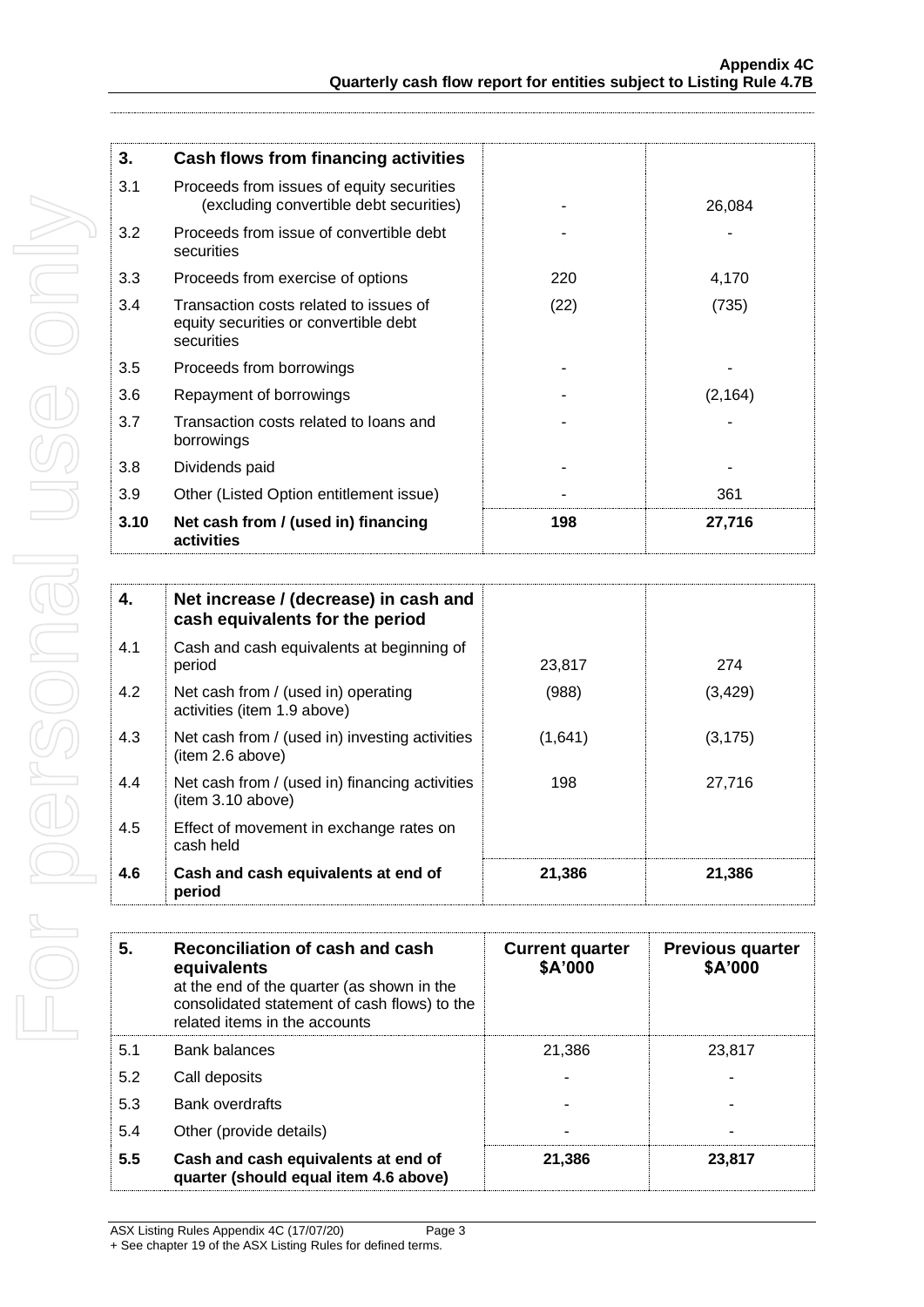| 3. | Cash flows from financing activities | | |
|---|---|---|---|
| 3.1 | Proceeds from issues of equity securities (excluding convertible debt securities) | - | 26,084 |
| 3.2 | Proceeds from issue of convertible debt securities | - | - |
| 3.3 | Proceeds from exercise of options | 220 | 4,170 |
| 3.4 | Transaction costs related to issues of equity securities or convertible debt securities | (22) | (735) |
| 3.5 | Proceeds from borrowings | - | - |
| 3.6 | Repayment of borrowings | - | (2,164) |
| 3.7 | Transaction costs related to loans and borrowings | - | - |
| 3.8 | Dividends paid | - | - |
| 3.9 | Other (Listed Option entitlement issue) | - | 361 |
| **3.10** | **Net cash from / (used in) financing activities** | **198** | **27,716** |

| 4. | Net increase / (decrease) in cash and cash equivalents for the period | | |
|---|---|---|---|
| 4.1 | Cash and cash equivalents at beginning of period | 23,817 | 274 |
| 4.2 | Net cash from / (used in) operating activities (item 1.9 above) | (988) | (3,429) |
| 4.3 | Net cash from / (used in) investing activities (item 2.6 above) | (1,641) | (3,175) |
| 4.4 | Net cash from / (used in) financing activities (item 3.10 above) | 198 | 27,716 |
| 4.5 | Effect of movement in exchange rates on cash held | | |
| **4.6** | **Cash and cash equivalents at end of period** | **21,386** | **21,386** |

| 5. | **Reconciliation of cash and cash equivalents** at the end of the quarter (as shown in the consolidated statement of cash flows) to the related items in the accounts | Current quarter $A'000 | Previous quarter $A'000 |
|---|---|---|---|
| 5.1 | Bank balances | 21,386 | 23,817 |
| 5.2 | Call deposits | - | - |
| 5.3 | Bank overdrafts | - | - |
| 5.4 | Other (provide details) | - | - |
| **5.5** | **Cash and cash equivalents at end of quarter (should equal item 4.6 above)** | **21,386** | **23,817** |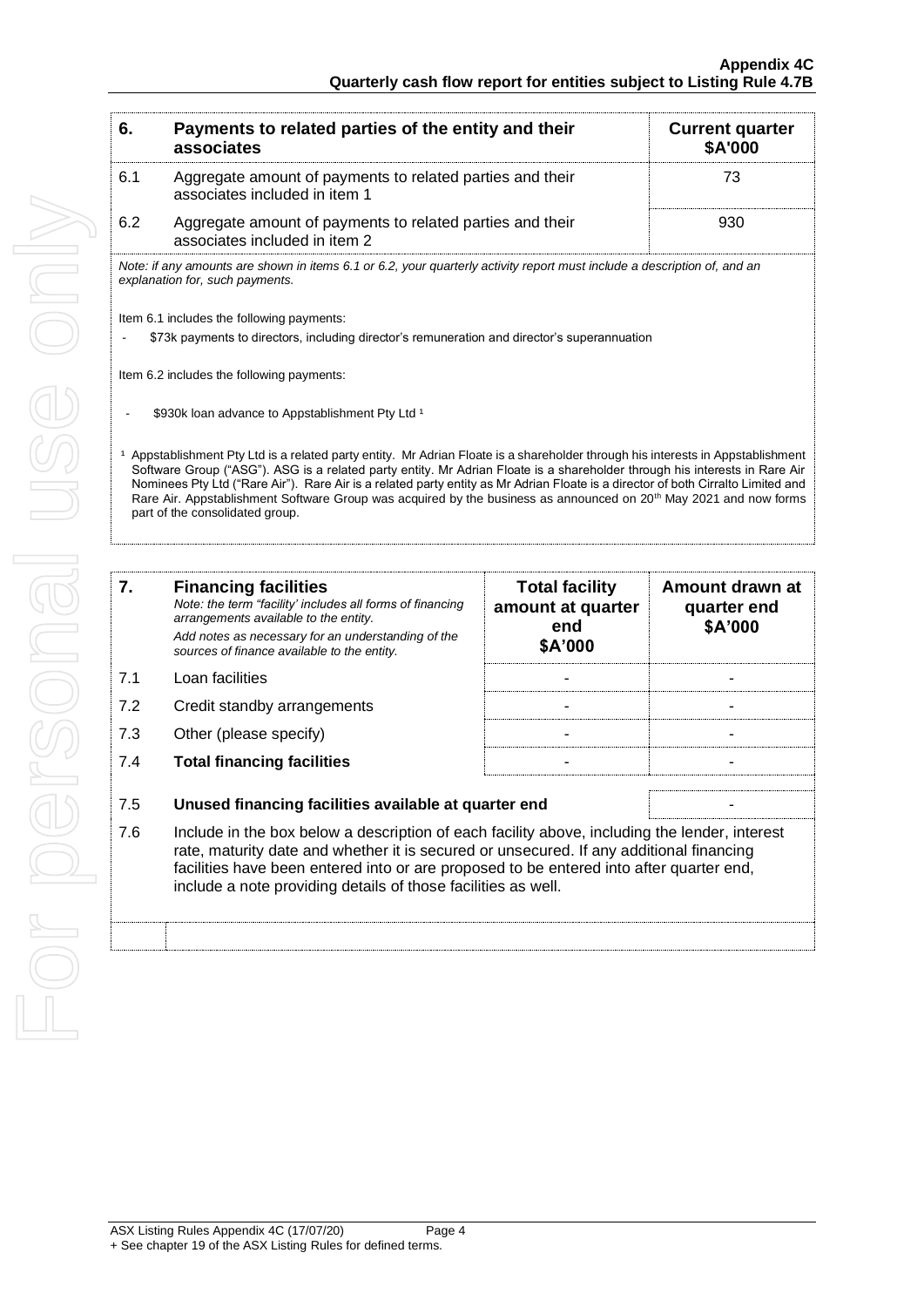| 6. | Payments to related parties of the entity and their associates | Current quarter $A'000 |
|---|---|---|
| 6.1 | Aggregate amount of payments to related parties and their associates included in item 1 | 73 |
| 6.2 | Aggregate amount of payments to related parties and their associates included in item 2 | 930 |

*Note: if any amounts are shown in items 6.1 or 6.2, your quarterly activity report must include a description of, and an explanation for, such payments.*

Item 6.1 includes the following payments:

- $73k payments to directors, including director's remuneration and director's superannuation

Item 6.2 includes the following payments:

- $930k loan advance to Appstablishment Pty Ltd [1]

[1] Appstablishment Pty Ltd is a related party entity. Mr Adrian Floate is a shareholder through his interests in Appstablishment Software Group ("ASG"). ASG is a related party entity. Mr Adrian Floate is a shareholder through his interests in Rare Air Nominees Pty Ltd ("Rare Air"). Rare Air is a related party entity as Mr Adrian Floate is a director of both Cirralto Limited and Rare Air. Appstablishment Software Group was acquired by the business as announced on 20th May 2021 and now forms part of the consolidated group.

| 7. | **Financing facilities**<br>*Note: the term "facility' includes all forms of financing arrangements available to the entity.*<br>*Add notes as necessary for an understanding of the sources of finance available to the entity.* | Total facility amount at quarter end $A'000 | Amount drawn at quarter end $A'000 |
|---|---|---|---|
| 7.1 | Loan facilities | - | - |
| 7.2 | Credit standby arrangements | - | - |
| 7.3 | Other (please specify) | - | - |
| 7.4 | **Total financing facilities** | - | - |

| | | |
|---|---|---|
| 7.5 | **Unused financing facilities available at quarter end** | - |

7.6 Include in the box below a description of each facility above, including the lender, interest rate, maturity date and whether it is secured or unsecured. If any additional financing facilities have been entered into or are proposed to be entered into after quarter end, include a note providing details of those facilities as well.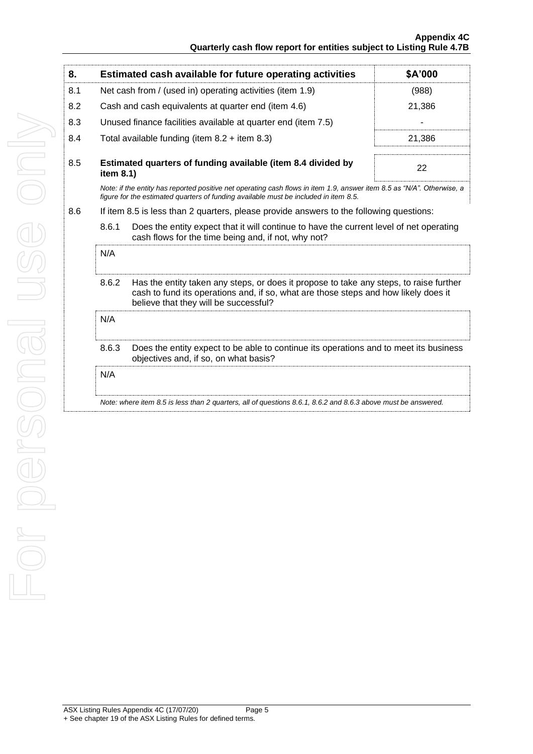| 8. | Estimated cash available for future operating activities | $A'000 |
|---|---|---|
| 8.1 | Net cash from / (used in) operating activities (item 1.9) | (988) |
| 8.2 | Cash and cash equivalents at quarter end (item 4.6) | 21,386 |
| 8.3 | Unused finance facilities available at quarter end (item 7.5) | - |
| 8.4 | Total available funding (item 8.2 + item 8.3) | 21,386 |
| 8.5 | **Estimated quarters of funding available (item 8.4 divided by item 8.1)** | 22 |

*Note: if the entity has reported positive net operating cash flows in item 1.9, answer item 8.5 as "N/A". Otherwise, a figure for the estimated quarters of funding available must be included in item 8.5.*

8.6 If item 8.5 is less than 2 quarters, please provide answers to the following questions:

8.6.1 Does the entity expect that it will continue to have the current level of net operating cash flows for the time being and, if not, why not?

N/A

8.6.2 Has the entity taken any steps, or does it propose to take any steps, to raise further cash to fund its operations and, if so, what are those steps and how likely does it believe that they will be successful?

N/A

8.6.3 Does the entity expect to be able to continue its operations and to meet its business objectives and, if so, on what basis?

N/A

*Note: where item 8.5 is less than 2 quarters, all of questions 8.6.1, 8.6.2 and 8.6.3 above must be answered.*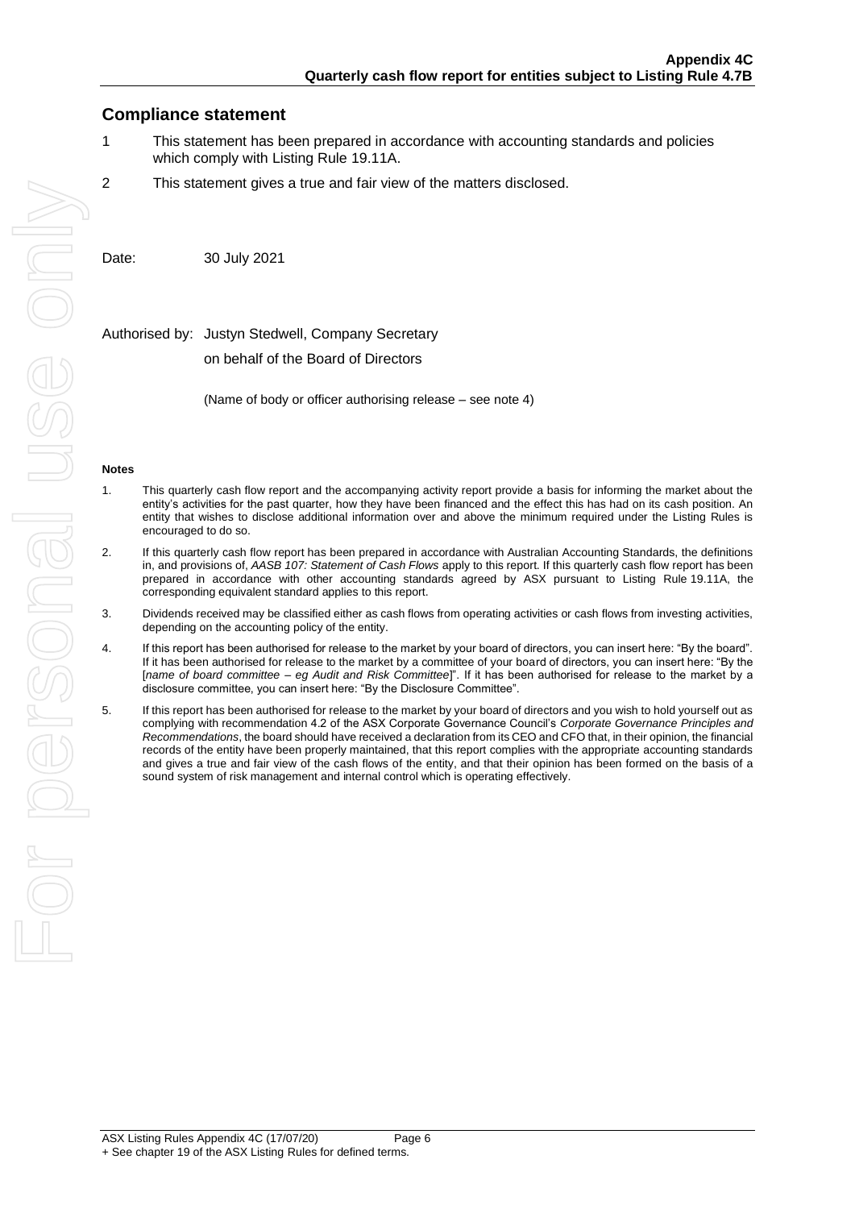## Compliance statement

1. This statement has been prepared in accordance with accounting standards and policies which comply with Listing Rule 19.11A.
2. This statement gives a true and fair view of the matters disclosed.

Date: 30 July 2021

Authorised by: Justyn Stedwell, Company Secretary
on behalf of the Board of Directors

(Name of body or officer authorising release – see note 4)

**Notes**

1. This quarterly cash flow report and the accompanying activity report provide a basis for informing the market about the entity's activities for the past quarter, how they have been financed and the effect this has had on its cash position. An entity that wishes to disclose additional information over and above the minimum required under the Listing Rules is encouraged to do so.
2. If this quarterly cash flow report has been prepared in accordance with Australian Accounting Standards, the definitions in, and provisions of, *AASB 107: Statement of Cash Flows* apply to this report. If this quarterly cash flow report has been prepared in accordance with other accounting standards agreed by ASX pursuant to Listing Rule 19.11A, the corresponding equivalent standard applies to this report.
3. Dividends received may be classified either as cash flows from operating activities or cash flows from investing activities, depending on the accounting policy of the entity.
4. If this report has been authorised for release to the market by your board of directors, you can insert here: "By the board". If it has been authorised for release to the market by a committee of your board of directors, you can insert here: "By the [*name of board committee – eg Audit and Risk Committee*]". If it has been authorised for release to the market by a disclosure committee, you can insert here: "By the Disclosure Committee".
5. If this report has been authorised for release to the market by your board of directors and you wish to hold yourself out as complying with recommendation 4.2 of the ASX Corporate Governance Council's *Corporate Governance Principles and Recommendations*, the board should have received a declaration from its CEO and CFO that, in their opinion, the financial records of the entity have been properly maintained, that this report complies with the appropriate accounting standards and gives a true and fair view of the cash flows of the entity, and that their opinion has been formed on the basis of a sound system of risk management and internal control which is operating effectively.